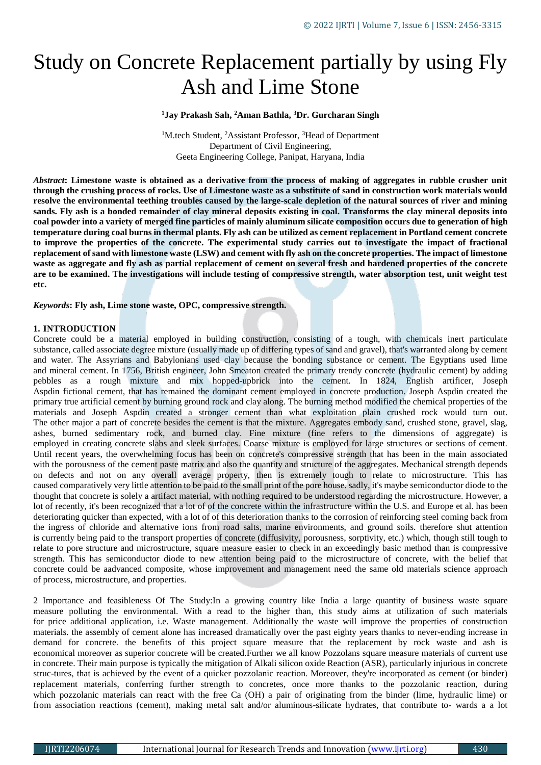# Study on Concrete Replacement partially by using Fly Ash and Lime Stone

**[1]Jay Prakash Sah, [2]Aman Bathla, [3]Dr. Gurcharan Singh**

[1]M.tech Student, [2]Assistant Professor, [3]Head of Department
Department of Civil Engineering,
Geeta Engineering College, Panipat, Haryana, India

***Abstract*: Limestone waste is obtained as a derivative from the process of making of aggregates in rubble crusher unit through the crushing process of rocks. Use of Limestone waste as a substitute of sand in construction work materials would resolve the environmental teething troubles caused by the large-scale depletion of the natural sources of river and mining sands. Fly ash is a bonded remainder of clay mineral deposits existing in coal. Transforms the clay mineral deposits into coal powder into a variety of merged fine particles of mainly aluminum silicate composition occurs due to generation of high temperature during coal burns in thermal plants. Fly ash can be utilized as cement replacement in Portland cement concrete to improve the properties of the concrete. The experimental study carries out to investigate the impact of fractional replacement of sand with limestone waste (LSW) and cement with fly ash on the concrete properties. The impact of limestone waste as aggregate and fly ash as partial replacement of cement on several fresh and hardened properties of the concrete are to be examined. The investigations will include testing of compressive strength, water absorption test, unit weight test etc.**

***Keywords*: Fly ash, Lime stone waste, OPC, compressive strength.**

## 1. INTRODUCTION

Concrete could be a material employed in building construction, consisting of a tough, with chemicals inert particulate substance, called associate degree mixture (usually made up of differing types of sand and gravel), that's warranted along by cement and water. The Assyrians and Babylonians used clay because the bonding substance or cement. The Egyptians used lime and mineral cement. In 1756, British engineer, John Smeaton created the primary trendy concrete (hydraulic cement) by adding pebbles as a rough mixture and mix hopped-upbrick into the cement. In 1824, English artificer, Joseph Aspdin fictional cement, that has remained the dominant cement employed in concrete production. Joseph Aspdin created the primary true artificial cement by burning ground rock and clay along. The burning method modified the chemical properties of the materials and Joseph Aspdin created a stronger cement than what exploitation plain crushed rock would turn out. The other major a part of concrete besides the cement is that the mixture. Aggregates embody sand, crushed stone, gravel, slag, ashes, burned sedimentary rock, and burned clay. Fine mixture (fine refers to the dimensions of aggregate) is employed in creating concrete slabs and sleek surfaces. Coarse mixture is employed for large structures or sections of cement. Until recent years, the overwhelming focus has been on concrete's compressive strength that has been in the main associated with the porousness of the cement paste matrix and also the quantity and structure of the aggregates. Mechanical strength depends on defects and not on any overall average property, then is extremely tough to relate to microstructure. This has caused comparatively very little attention to be paid to the small print of the pore house. sadly, it's maybe semiconductor diode to the thought that concrete is solely a artifact material, with nothing required to be understood regarding the microstructure. However, a lot of recently, it's been recognized that a lot of of the concrete within the infrastructure within the U.S. and Europe et al. has been deteriorating quicker than expected, with a lot of of this deterioration thanks to the corrosion of reinforcing steel coming back from the ingress of chloride and alternative ions from road salts, marine environments, and ground soils. therefore shut attention is currently being paid to the transport properties of concrete (diffusivity, porousness, sorptivity, etc.) which, though still tough to relate to pore structure and microstructure, square measure easier to check in an exceedingly basic method than is compressive strength. This has semiconductor diode to new attention being paid to the microstructure of concrete, with the belief that concrete could be aadvanced composite, whose improvement and management need the same old materials science approach of process, microstructure, and properties.

2 Importance and feasibleness Of The Study:In a growing country like India a large quantity of business waste square measure polluting the environmental. With a read to the higher than, this study aims at utilization of such materials for price additional application, i.e. Waste management. Additionally the waste will improve the properties of construction materials. the assembly of cement alone has increased dramatically over the past eighty years thanks to never-ending increase in demand for concrete. the benefits of this project square measure that the replacement by rock waste and ash is economical moreover as superior concrete will be created.Further we all know Pozzolans square measure materials of current use in concrete. Their main purpose is typically the mitigation of Alkali silicon oxide Reaction (ASR), particularly injurious in concrete struc-tures, that is achieved by the event of a quicker pozzolanic reaction. Moreover, they're incorporated as cement (or binder) replacement materials, conferring further strength to concretes, once more thanks to the pozzolanic reaction, during which pozzolanic materials can react with the free Ca (OH) a pair of originating from the binder (lime, hydraulic lime) or from association reactions (cement), making metal salt and/or aluminous-silicate hydrates, that contribute to- wards a a lot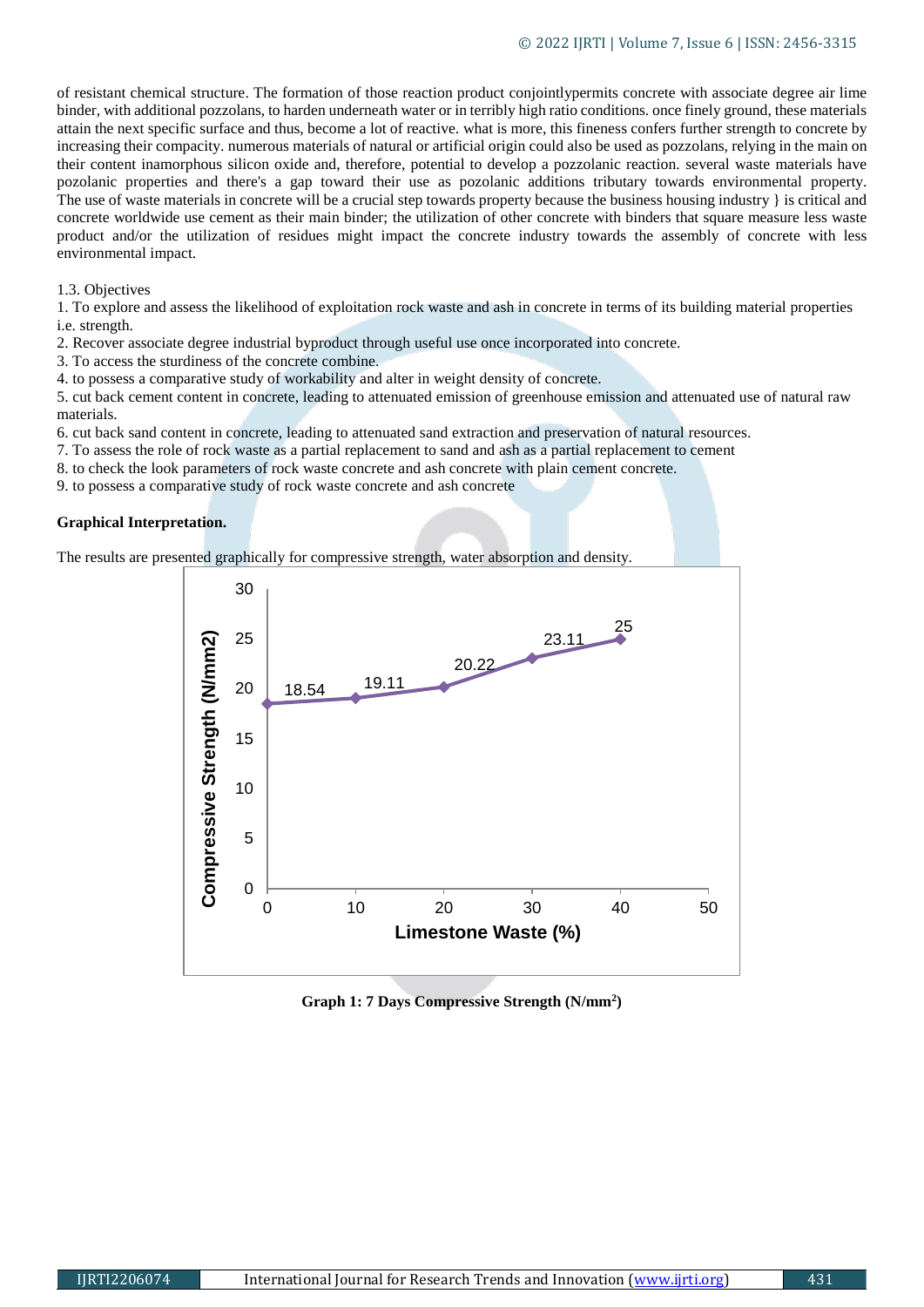of resistant chemical structure. The formation of those reaction product conjointlypermits concrete with associate degree air lime binder, with additional pozzolans, to harden underneath water or in terribly high ratio conditions. once finely ground, these materials attain the next specific surface and thus, become a lot of reactive. what is more, this fineness confers further strength to concrete by increasing their compacity. numerous materials of natural or artificial origin could also be used as pozzolans, relying in the main on their content inamorphous silicon oxide and, therefore, potential to develop a pozzolanic reaction. several waste materials have pozolanic properties and there's a gap toward their use as pozolanic additions tributary towards environmental property. The use of waste materials in concrete will be a crucial step towards property because the business housing industry } is critical and concrete worldwide use cement as their main binder; the utilization of other concrete with binders that square measure less waste product and/or the utilization of residues might impact the concrete industry towards the assembly of concrete with less environmental impact.

1.3. Objectives

1. To explore and assess the likelihood of exploitation rock waste and ash in concrete in terms of its building material properties i.e. strength.
2. Recover associate degree industrial byproduct through useful use once incorporated into concrete.
3. To access the sturdiness of the concrete combine.
4. to possess a comparative study of workability and alter in weight density of concrete.
5. cut back cement content in concrete, leading to attenuated emission of greenhouse emission and attenuated use of natural raw materials.
6. cut back sand content in concrete, leading to attenuated sand extraction and preservation of natural resources.
7. To assess the role of rock waste as a partial replacement to sand and ash as a partial replacement to cement
8. to check the look parameters of rock waste concrete and ash concrete with plain cement concrete.
9. to possess a comparative study of rock waste concrete and ash concrete

**Graphical Interpretation.**

The results are presented graphically for compressive strength, water absorption and density.

| Limestone Waste (%) | Compressive Strength (N/mm2) |
|---|---|
| 0 | 18.54 |
| 10 | 19.11 |
| 20 | 20.22 |
| 30 | 23.11 |
| 40 | 25 |

**Graph 1: 7 Days Compressive Strength (N/mm$^2$)**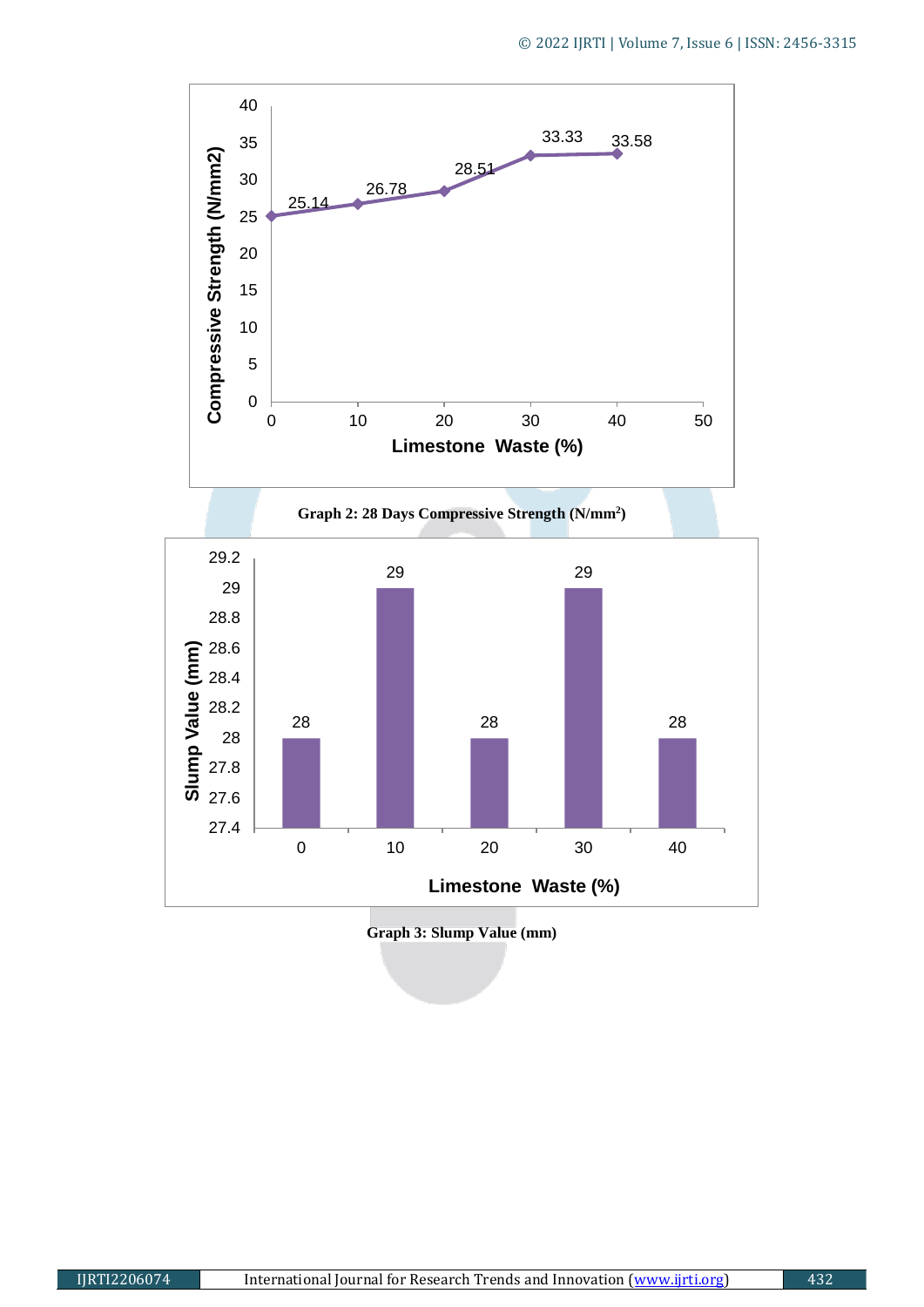Graph 2: 28 Days Compressive Strength (N/mm$^2$)

Graph 3: Slump Value (mm)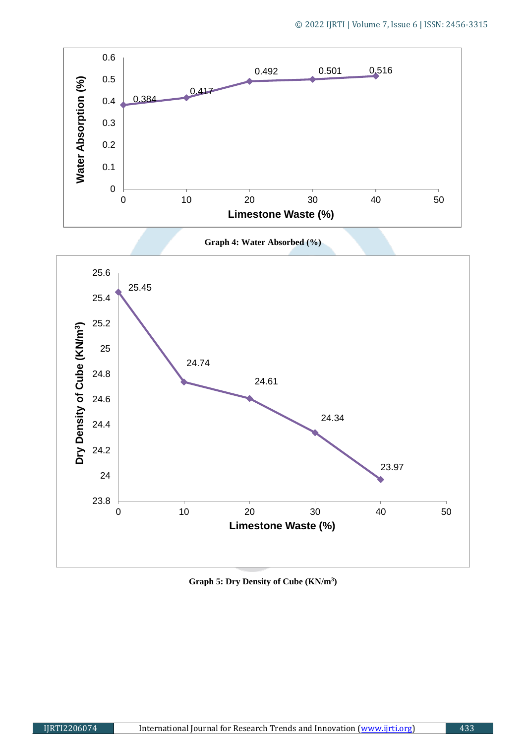Graph 4: Water Absorbed (%)

Graph 5: Dry Density of Cube (KN/m³)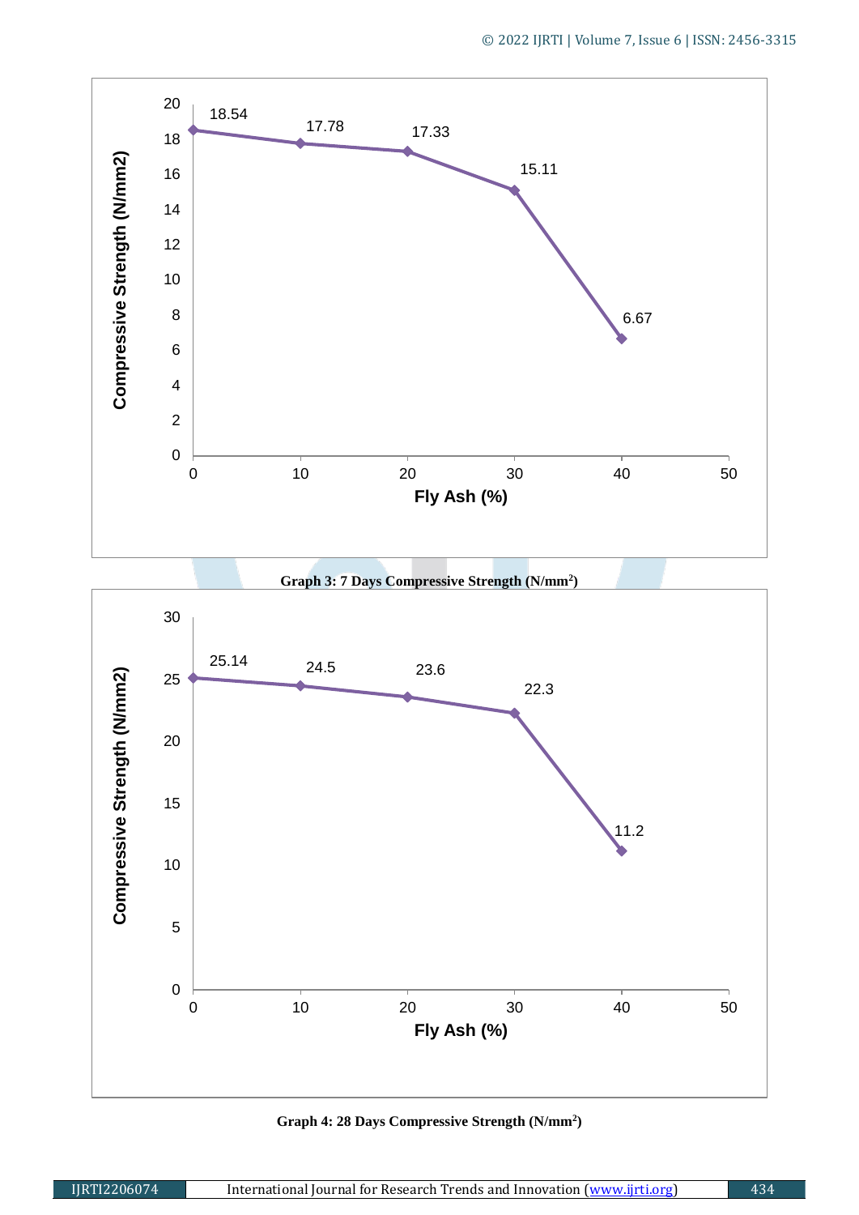Graph 3: 7 Days Compressive Strength ($N/mm^2$)

Graph 4: 28 Days Compressive Strength ($N/mm^2$)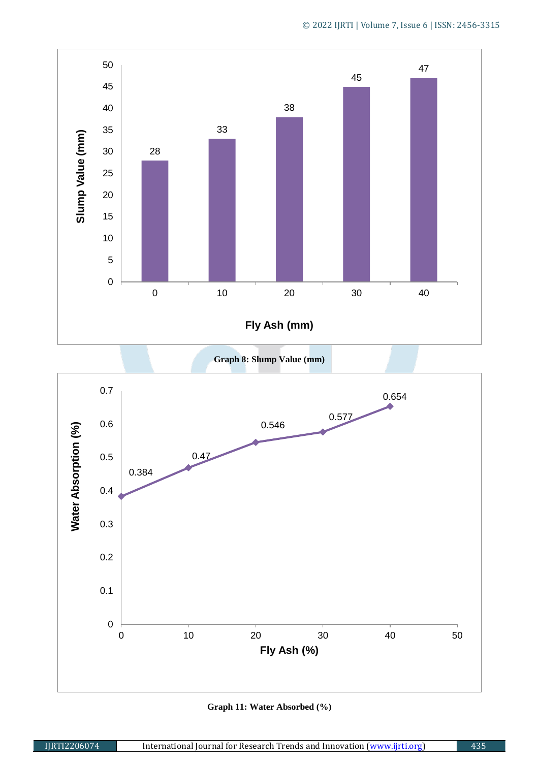Graph 8: Slump Value (mm)

Graph 11: Water Absorbed (%)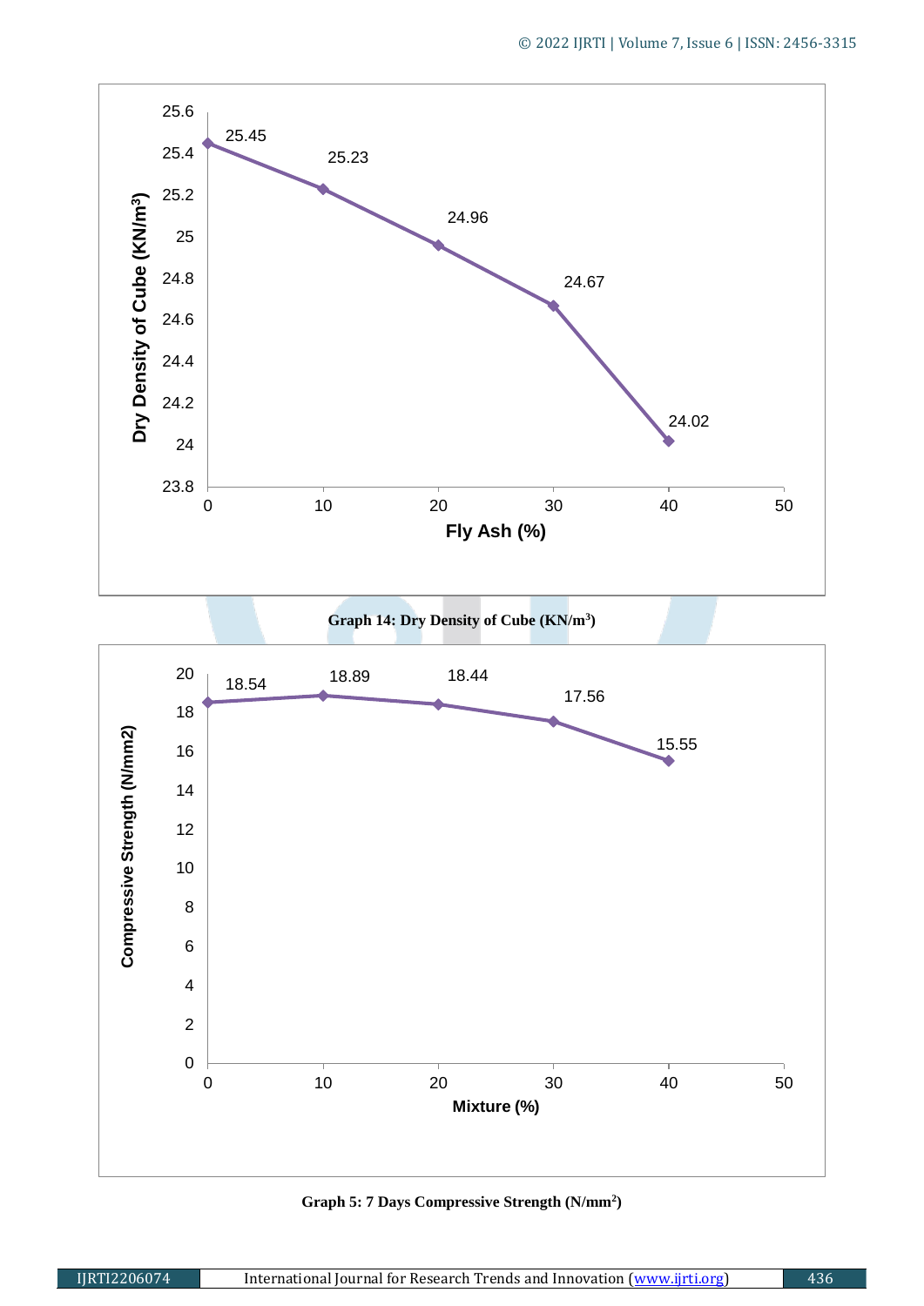**Graph 14: Dry Density of Cube (KN/m$^3$)**

**Graph 5: 7 Days Compressive Strength (N/mm$^2$)**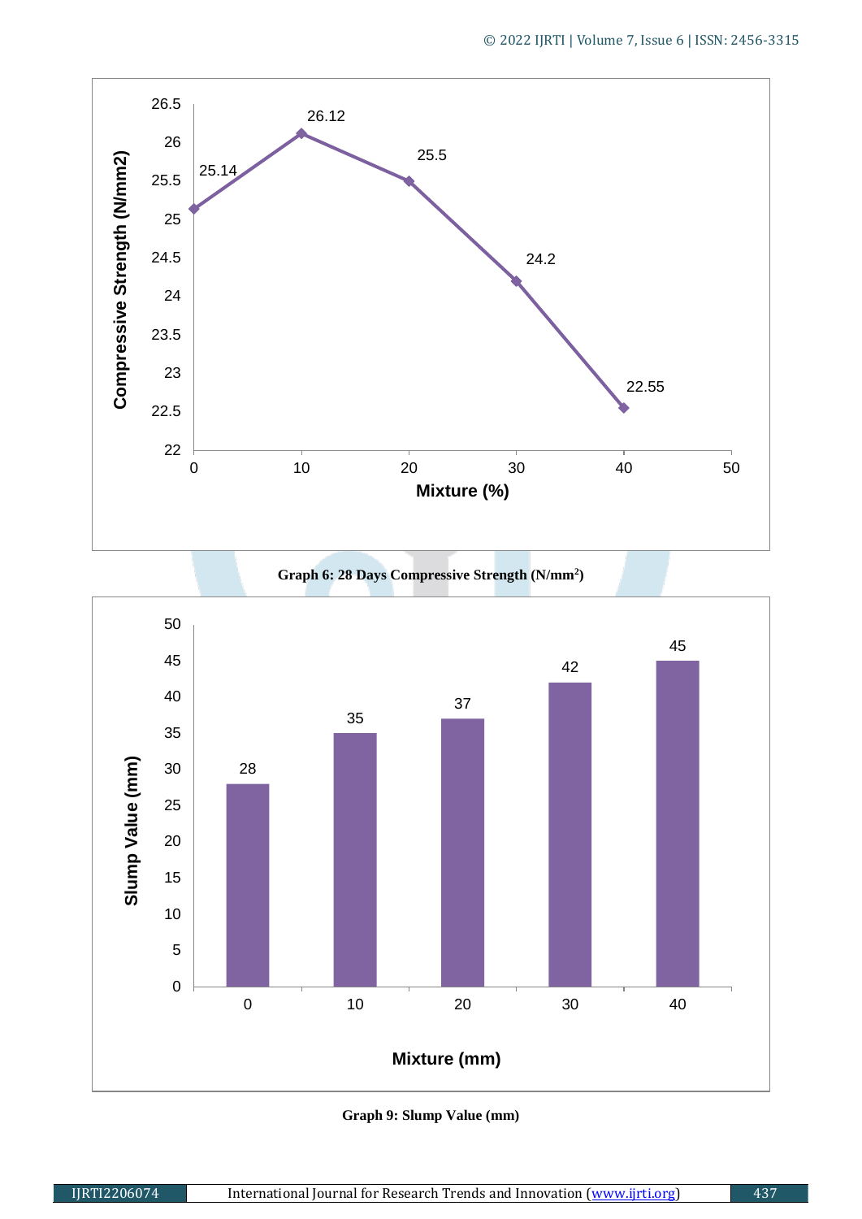Graph 6: 28 Days Compressive Strength (N/mm$^2$)

Graph 9: Slump Value (mm)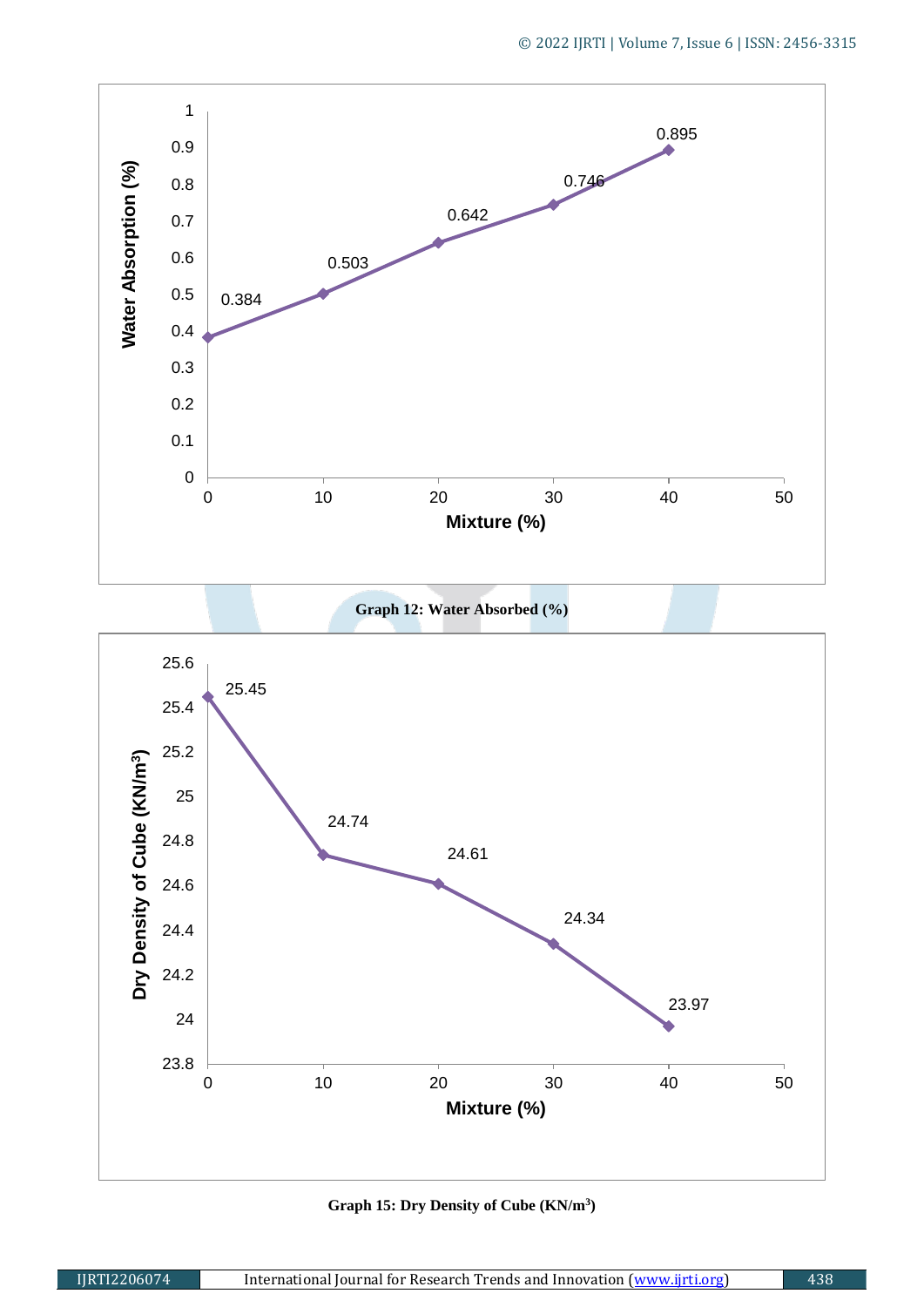Graph 12: Water Absorbed (%)

Graph 15: Dry Density of Cube (KN/m$^3$)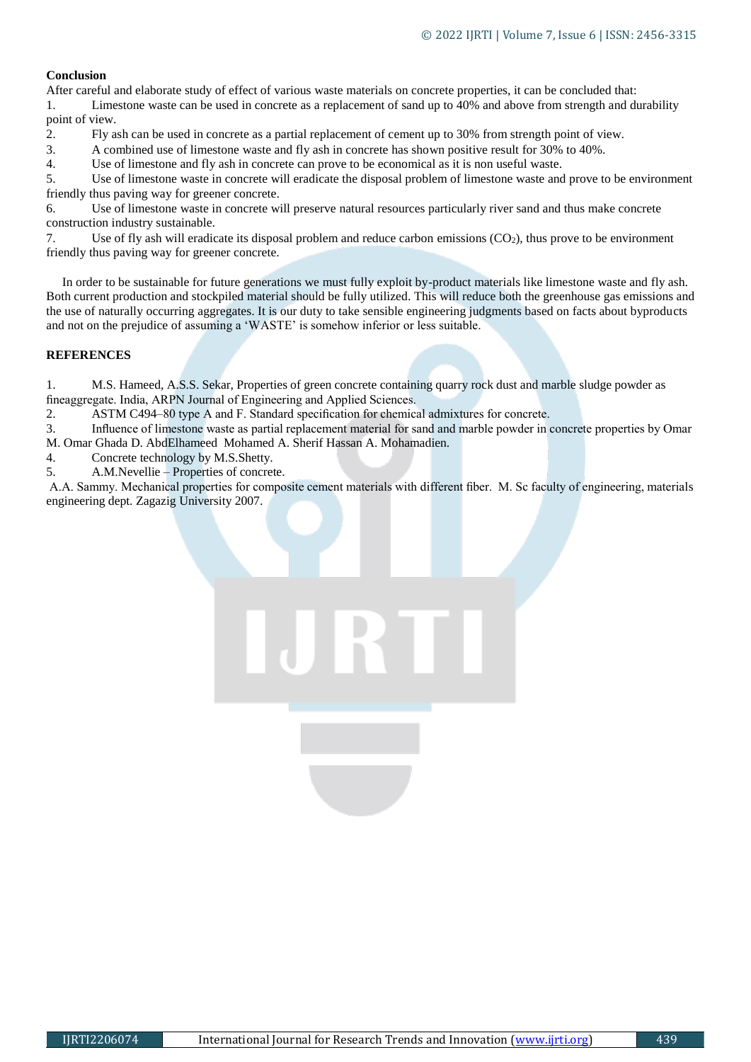**Conclusion**

After careful and elaborate study of effect of various waste materials on concrete properties, it can be concluded that:

1. Limestone waste can be used in concrete as a replacement of sand up to 40% and above from strength and durability point of view.
2. Fly ash can be used in concrete as a partial replacement of cement up to 30% from strength point of view.
3. A combined use of limestone waste and fly ash in concrete has shown positive result for 30% to 40%.
4. Use of limestone and fly ash in concrete can prove to be economical as it is non useful waste.
5. Use of limestone waste in concrete will eradicate the disposal problem of limestone waste and prove to be environment friendly thus paving way for greener concrete.
6. Use of limestone waste in concrete will preserve natural resources particularly river sand and thus make concrete construction industry sustainable.
7. Use of fly ash will eradicate its disposal problem and reduce carbon emissions ($CO_2$), thus prove to be environment friendly thus paving way for greener concrete.

In order to be sustainable for future generations we must fully exploit by-product materials like limestone waste and fly ash. Both current production and stockpiled material should be fully utilized. This will reduce both the greenhouse gas emissions and the use of naturally occurring aggregates. It is our duty to take sensible engineering judgments based on facts about byproducts and not on the prejudice of assuming a 'WASTE' is somehow inferior or less suitable.

**REFERENCES**

1. M.S. Hameed, A.S.S. Sekar, Properties of green concrete containing quarry rock dust and marble sludge powder as fineaggregate. India, ARPN Journal of Engineering and Applied Sciences.
2. ASTM C494–80 type A and F. Standard specification for chemical admixtures for concrete.
3. Influence of limestone waste as partial replacement material for sand and marble powder in concrete properties by Omar M. Omar Ghada D. AbdElhameed Mohamed A. Sherif Hassan A. Mohamadien.
4. Concrete technology by M.S.Shetty.
5. A.M.Nevellie – Properties of concrete.

A.A. Sammy. Mechanical properties for composite cement materials with different fiber. M. Sc faculty of engineering, materials engineering dept. Zagazig University 2007.